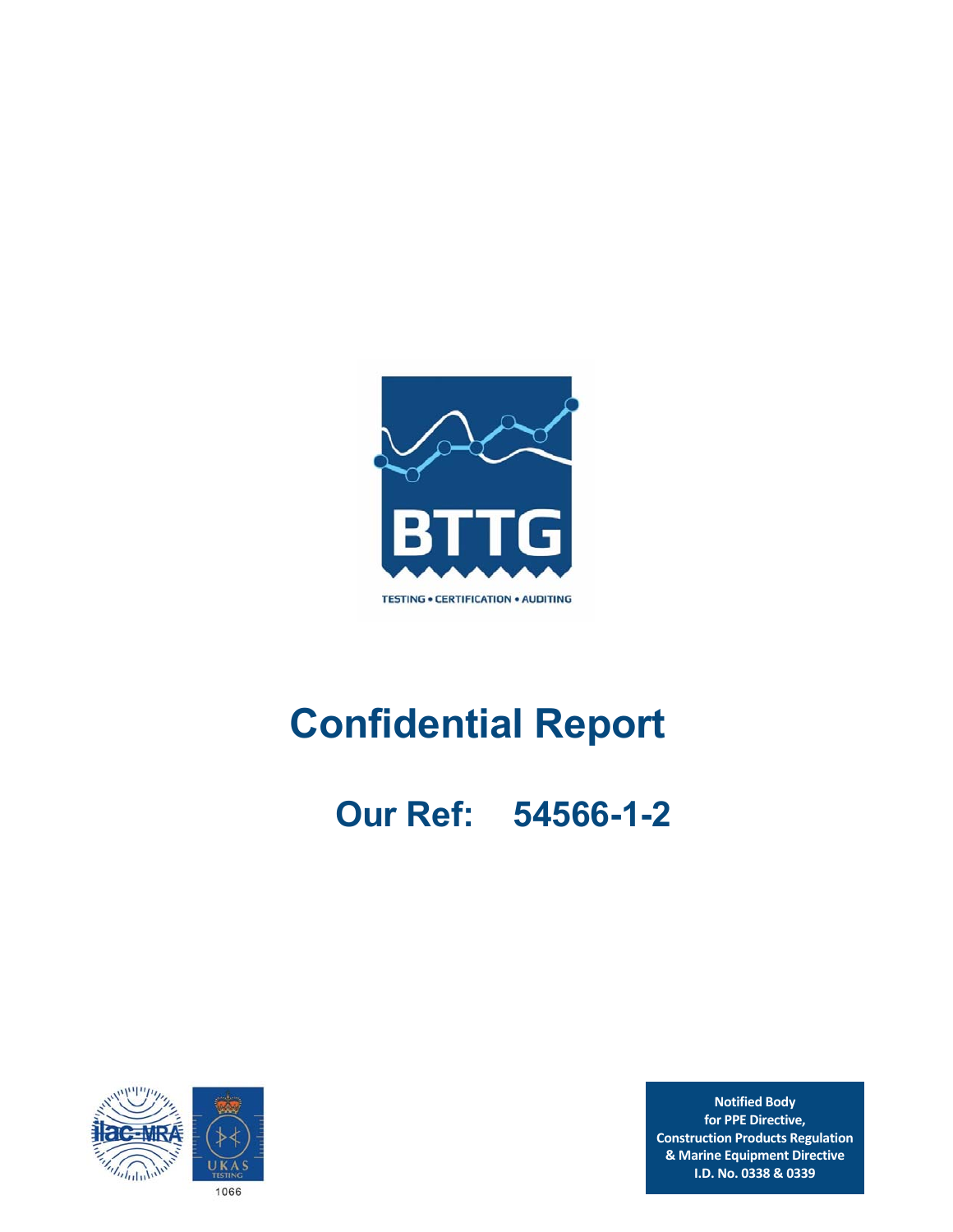BTTG

TESTING • CERTIFICATION • AUDITING

# Confidential Report

## Our Ref: 54566-1-2

ilac-MRA

UKAS TESTING

1066

**Notified Body**
**for PPE Directive,**
**Construction Products Regulation**
**& Marine Equipment Directive**
**I.D. No. 0338 & 0339**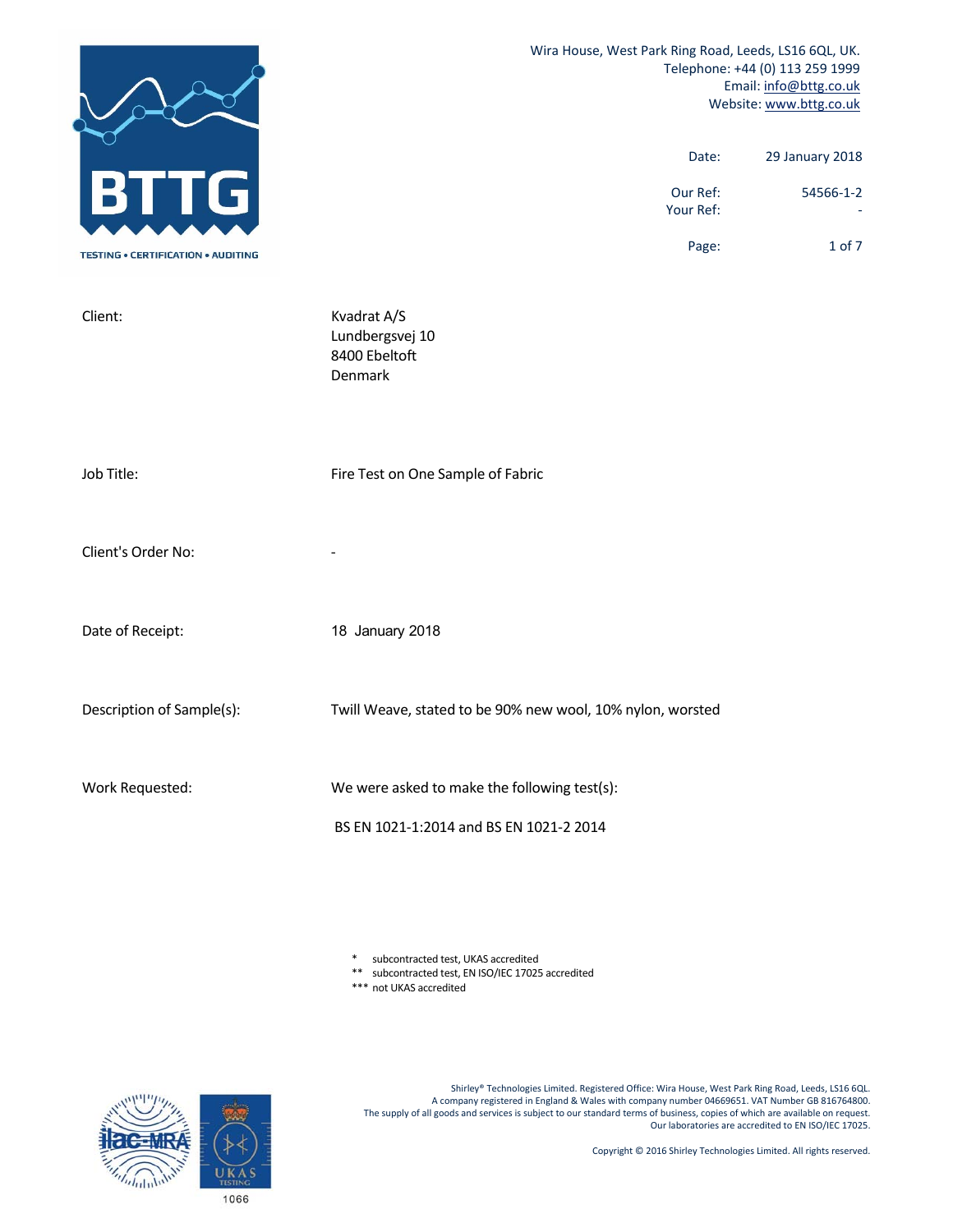Wira House, West Park Ring Road, Leeds, LS16 6QL, UK.
Telephone: +44 (0) 113 259 1999
Email: info@bttg.co.uk
Website: www.bttg.co.uk

| | |
|---|---|
| Date: | 29 January 2018 |
| Our Ref: | 54566-1-2 |
| Your Ref: | - |

| | |
|---|---|
| Client: | Kvadrat A/S<br>Lundbergsvej 10<br>8400 Ebeltoft<br>Denmark |
| Job Title: | Fire Test on One Sample of Fabric |
| Client's Order No: | - |
| Date of Receipt: | 18 January 2018 |
| Description of Sample(s): | Twill Weave, stated to be 90% new wool, 10% nylon, worsted |
| Work Requested: | We were asked to make the following test(s):<br><br>BS EN 1021-1:2014 and BS EN 1021-2 2014 |

\* subcontracted test, UKAS accredited
\*\* subcontracted test, EN ISO/IEC 17025 accredited
\*\*\* not UKAS accredited

Shirley® Technologies Limited. Registered Office: Wira House, West Park Ring Road, Leeds, LS16 6QL.
A company registered in England & Wales with company number 04669651. VAT Number GB 816764800.
The supply of all goods and services is subject to our standard terms of business, copies of which are available on request.
Our laboratories are accredited to EN ISO/IEC 17025.

Copyright © 2016 Shirley Technologies Limited. All rights reserved.

1066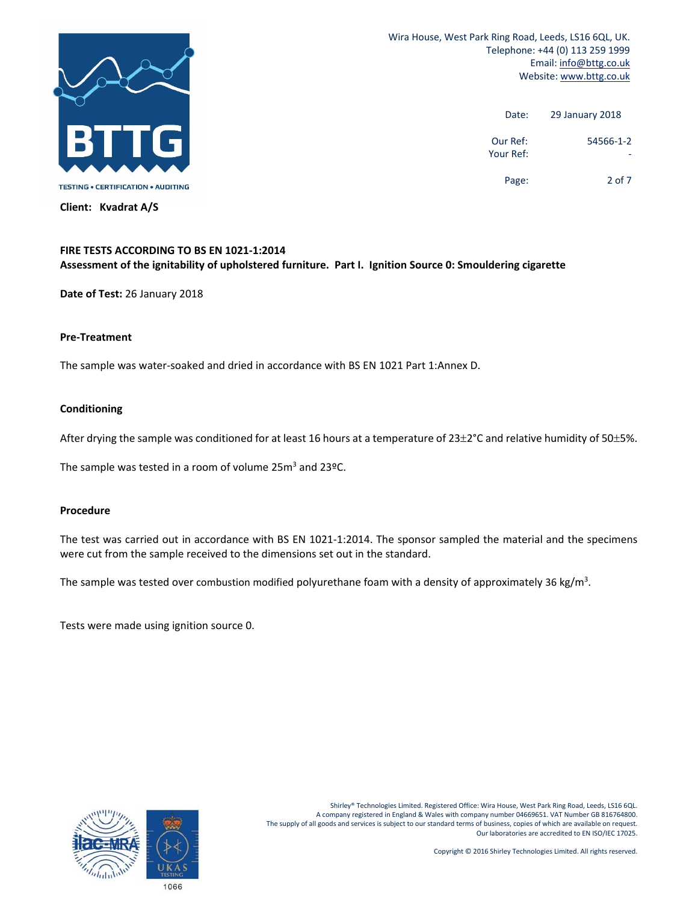Wira House, West Park Ring Road, Leeds, LS16 6QL, UK.
Telephone: +44 (0) 113 259 1999
Email: info@bttg.co.uk
Website: www.bttg.co.uk

Date: 29 January 2018

Our Ref: 54566-1-2
Your Ref: -

**Client: Kvadrat A/S**

**FIRE TESTS ACCORDING TO BS EN 1021-1:2014**
**Assessment of the ignitability of upholstered furniture. Part I. Ignition Source 0: Smouldering cigarette**

**Date of Test:** 26 January 2018

### Pre-Treatment

The sample was water-soaked and dried in accordance with BS EN 1021 Part 1:Annex D.

### Conditioning

After drying the sample was conditioned for at least 16 hours at a temperature of 23±2°C and relative humidity of 50±5%.

The sample was tested in a room of volume 25m$^3$ and 23ºC.

### Procedure

The test was carried out in accordance with BS EN 1021-1:2014. The sponsor sampled the material and the specimens were cut from the sample received to the dimensions set out in the standard.

The sample was tested over combustion modified polyurethane foam with a density of approximately 36 kg/m$^3$.

Tests were made using ignition source 0.

Shirley® Technologies Limited. Registered Office: Wira House, West Park Ring Road, Leeds, LS16 6QL.
A company registered in England & Wales with company number 04669651. VAT Number GB 816764800.
The supply of all goods and services is subject to our standard terms of business, copies of which are available on request.
Our laboratories are accredited to EN ISO/IEC 17025.

Copyright © 2016 Shirley Technologies Limited. All rights reserved.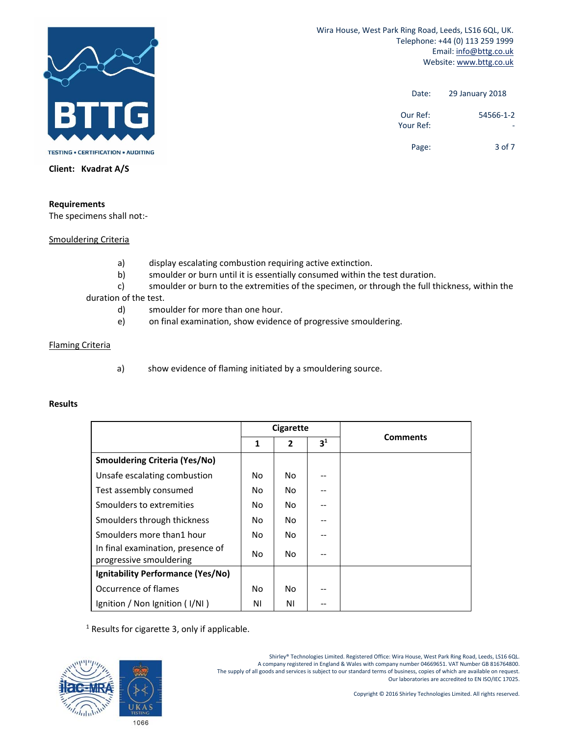Wira House, West Park Ring Road, Leeds, LS16 6QL, UK.
Telephone: +44 (0) 113 259 1999
Email: info@bttg.co.uk
Website: www.bttg.co.uk

Date: 29 January 2018

Our Ref: 54566-1-2
Your Ref: -

**Client: Kvadrat A/S**

**Requirements**

The specimens shall not:-

Smouldering Criteria

a) display escalating combustion requiring active extinction.
b) smoulder or burn until it is essentially consumed within the test duration.
c) smoulder or burn to the extremities of the specimen, or through the full thickness, within the duration of the test.
d) smoulder for more than one hour.
e) on final examination, show evidence of progressive smouldering.

Flaming Criteria

a) show evidence of flaming initiated by a smouldering source.

**Results**

| | Cigarette | | | Comments |
|---|---|---|---|---|
| | 1 | 2 | 3[1] | |
| **Smouldering Criteria (Yes/No)** | | | | |
| Unsafe escalating combustion | No | No | -- | |
| Test assembly consumed | No | No | -- | |
| Smoulders to extremities | No | No | -- | |
| Smoulders through thickness | No | No | -- | |
| Smoulders more than1 hour | No | No | -- | |
| In final examination, presence of progressive smouldering | No | No | -- | |
| **Ignitability Performance (Yes/No)** | | | | |
| Occurrence of flames | No | No | -- | |
| Ignition / Non Ignition ( I/NI ) | NI | NI | -- | |

[1] Results for cigarette 3, only if applicable.

Shirley® Technologies Limited. Registered Office: Wira House, West Park Ring Road, Leeds, LS16 6QL.
A company registered in England & Wales with company number 04669651. VAT Number GB 816764800.
The supply of all goods and services is subject to our standard terms of business, copies of which are available on request.
Our laboratories are accredited to EN ISO/IEC 17025.

Copyright © 2016 Shirley Technologies Limited. All rights reserved.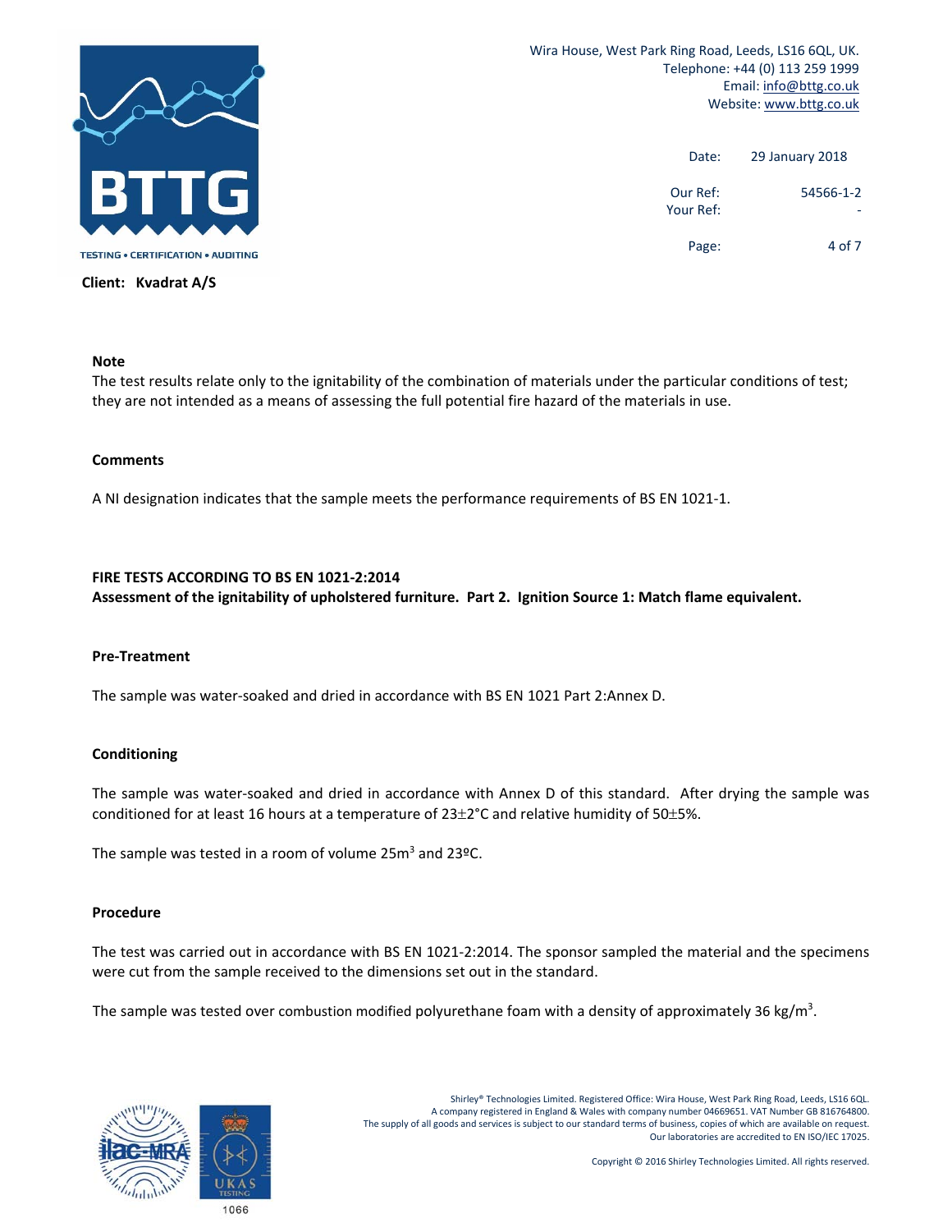Wira House, West Park Ring Road, Leeds, LS16 6QL, UK.
Telephone: +44 (0) 113 259 1999
Email: info@bttg.co.uk
Website: www.bttg.co.uk

Date: 29 January 2018

Our Ref: 54566-1-2
Your Ref: -

**Client: Kvadrat A/S**

**Note**

The test results relate only to the ignitability of the combination of materials under the particular conditions of test; they are not intended as a means of assessing the full potential fire hazard of the materials in use.

**Comments**

A NI designation indicates that the sample meets the performance requirements of BS EN 1021-1.

**FIRE TESTS ACCORDING TO BS EN 1021-2:2014**
**Assessment of the ignitability of upholstered furniture. Part 2. Ignition Source 1: Match flame equivalent.**

**Pre-Treatment**

The sample was water-soaked and dried in accordance with BS EN 1021 Part 2:Annex D.

**Conditioning**

The sample was water-soaked and dried in accordance with Annex D of this standard. After drying the sample was conditioned for at least 16 hours at a temperature of 23±2°C and relative humidity of 50±5%.

The sample was tested in a room of volume 25m$^3$ and 23ºC.

**Procedure**

The test was carried out in accordance with BS EN 1021-2:2014. The sponsor sampled the material and the specimens were cut from the sample received to the dimensions set out in the standard.

The sample was tested over combustion modified polyurethane foam with a density of approximately 36 kg/m$^3$.

Shirley® Technologies Limited. Registered Office: Wira House, West Park Ring Road, Leeds, LS16 6QL.
A company registered in England & Wales with company number 04669651. VAT Number GB 816764800.
The supply of all goods and services is subject to our standard terms of business, copies of which are available on request.
Our laboratories are accredited to EN ISO/IEC 17025.

Copyright © 2016 Shirley Technologies Limited. All rights reserved.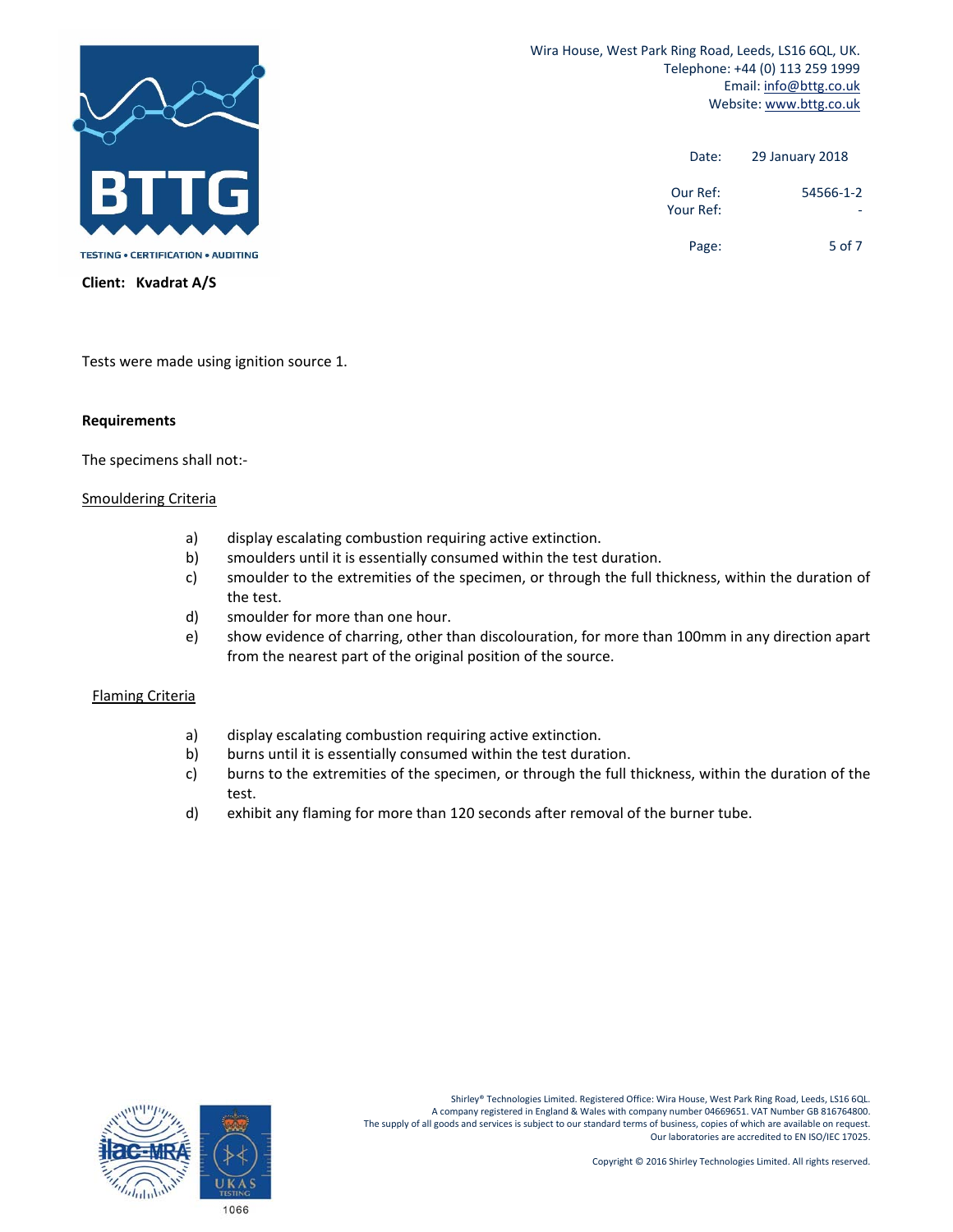**Client: Kvadrat A/S**

Tests were made using ignition source 1.

**Requirements**

The specimens shall not:-

Smouldering Criteria

a) display escalating combustion requiring active extinction.
b) smoulders until it is essentially consumed within the test duration.
c) smoulder to the extremities of the specimen, or through the full thickness, within the duration of the test.
d) smoulder for more than one hour.
e) show evidence of charring, other than discolouration, for more than 100mm in any direction apart from the nearest part of the original position of the source.

Flaming Criteria

a) display escalating combustion requiring active extinction.
b) burns until it is essentially consumed within the test duration.
c) burns to the extremities of the specimen, or through the full thickness, within the duration of the test.
d) exhibit any flaming for more than 120 seconds after removal of the burner tube.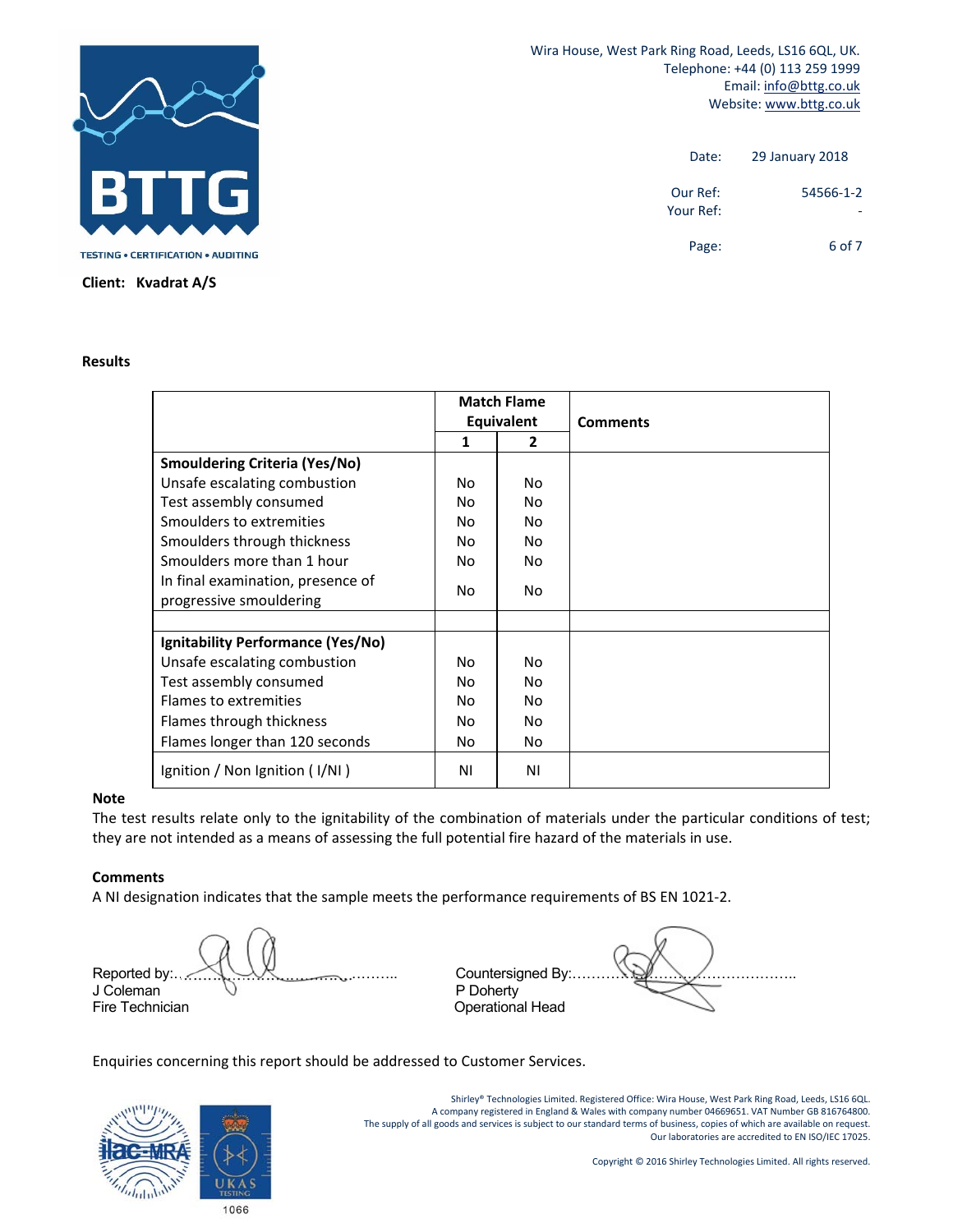Wira House, West Park Ring Road, Leeds, LS16 6QL, UK.
Telephone: +44 (0) 113 259 1999
Email: info@bttg.co.uk
Website: www.bttg.co.uk

Date: 29 January 2018

Our Ref: 54566-1-2
Your Ref: -

**Client: Kvadrat A/S**

**Results**

| | Match Flame Equivalent | | Comments |
|---|---|---|---|
| | **1** | **2** | |
| **Smouldering Criteria (Yes/No)** | | | |
| Unsafe escalating combustion | No | No | |
| Test assembly consumed | No | No | |
| Smoulders to extremities | No | No | |
| Smoulders through thickness | No | No | |
| Smoulders more than 1 hour | No | No | |
| In final examination, presence of progressive smouldering | No | No | |
| | | | |
| **Ignitability Performance (Yes/No)** | | | |
| Unsafe escalating combustion | No | No | |
| Test assembly consumed | No | No | |
| Flames to extremities | No | No | |
| Flames through thickness | No | No | |
| Flames longer than 120 seconds | No | No | |
| Ignition / Non Ignition ( I/NI ) | NI | NI | |

**Note**

The test results relate only to the ignitability of the combination of materials under the particular conditions of test; they are not intended as a means of assessing the full potential fire hazard of the materials in use.

**Comments**

A NI designation indicates that the sample meets the performance requirements of BS EN 1021-2.

Reported by:...........................................
J Coleman
Fire Technician

Countersigned By:...........................................
P Doherty
Operational Head

Enquiries concerning this report should be addressed to Customer Services.

Shirley® Technologies Limited. Registered Office: Wira House, West Park Ring Road, Leeds, LS16 6QL.
A company registered in England & Wales with company number 04669651. VAT Number GB 816764800.
The supply of all goods and services is subject to our standard terms of business, copies of which are available on request.
Our laboratories are accredited to EN ISO/IEC 17025.

Copyright © 2016 Shirley Technologies Limited. All rights reserved.

1066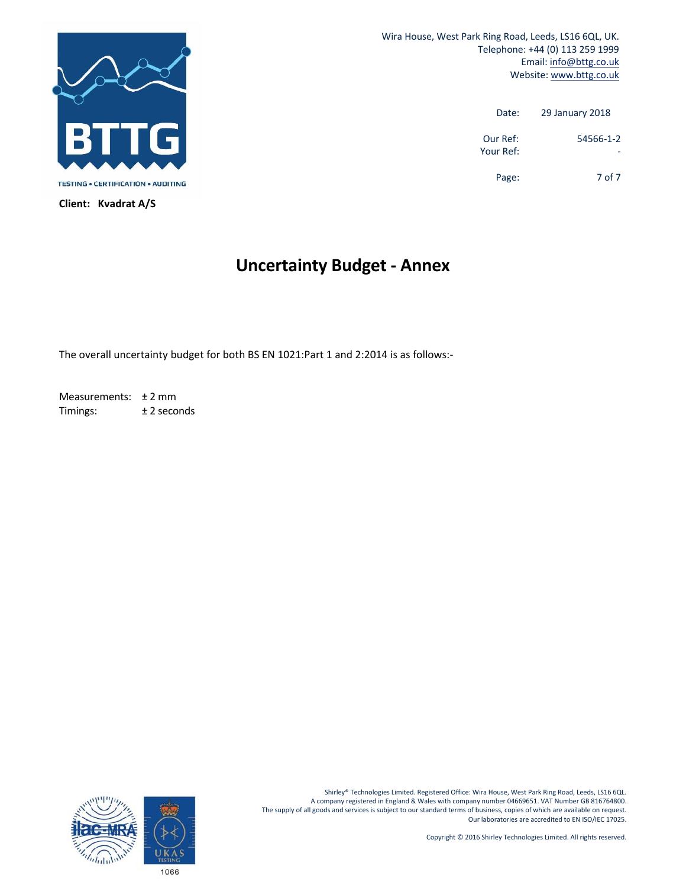Wira House, West Park Ring Road, Leeds, LS16 6QL, UK.
Telephone: +44 (0) 113 259 1999
Email: info@bttg.co.uk
Website: www.bttg.co.uk

| | |
|---|---|
| Date: | 29 January 2018 |
| Our Ref: | 54566-1-2 |
| Your Ref: | - |

**Client: Kvadrat A/S**

# Uncertainty Budget - Annex

The overall uncertainty budget for both BS EN 1021:Part 1 and 2:2014 is as follows:-

Measurements: ± 2 mm
Timings: ± 2 seconds

Shirley® Technologies Limited. Registered Office: Wira House, West Park Ring Road, Leeds, LS16 6QL.
A company registered in England & Wales with company number 04669651. VAT Number GB 816764800.
The supply of all goods and services is subject to our standard terms of business, copies of which are available on request.
Our laboratories are accredited to EN ISO/IEC 17025.

Copyright © 2016 Shirley Technologies Limited. All rights reserved.